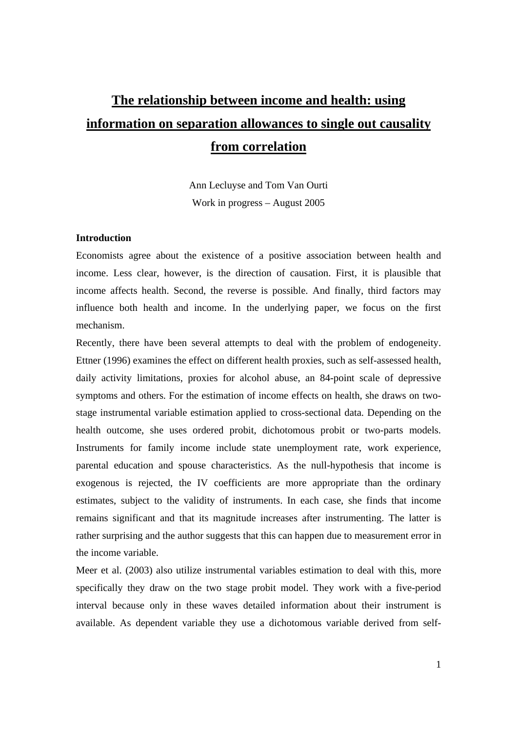# The relationship between income and health: using information on separation allowances to single out causality from correlation

Ann Lecluyse and Tom Van Ourti

Work in progress – August 2005

**Introduction**

Economists agree about the existence of a positive association between health and income. Less clear, however, is the direction of causation. First, it is plausible that income affects health. Second, the reverse is possible. And finally, third factors may influence both health and income. In the underlying paper, we focus on the first mechanism.

Recently, there have been several attempts to deal with the problem of endogeneity. Ettner (1996) examines the effect on different health proxies, such as self-assessed health, daily activity limitations, proxies for alcohol abuse, an 84-point scale of depressive symptoms and others. For the estimation of income effects on health, she draws on two-stage instrumental variable estimation applied to cross-sectional data. Depending on the health outcome, she uses ordered probit, dichotomous probit or two-parts models. Instruments for family income include state unemployment rate, work experience, parental education and spouse characteristics. As the null-hypothesis that income is exogenous is rejected, the IV coefficients are more appropriate than the ordinary estimates, subject to the validity of instruments. In each case, she finds that income remains significant and that its magnitude increases after instrumenting. The latter is rather surprising and the author suggests that this can happen due to measurement error in the income variable.

Meer et al. (2003) also utilize instrumental variables estimation to deal with this, more specifically they draw on the two stage probit model. They work with a five-period interval because only in these waves detailed information about their instrument is available. As dependent variable they use a dichotomous variable derived from self-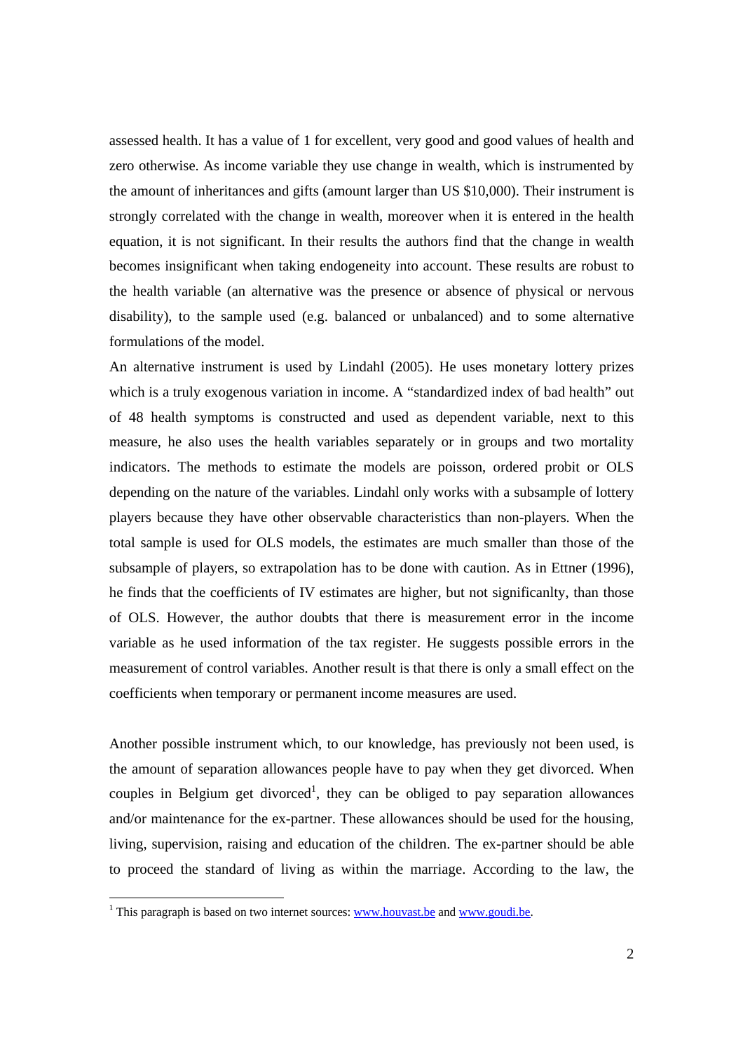assessed health. It has a value of 1 for excellent, very good and good values of health and zero otherwise. As income variable they use change in wealth, which is instrumented by the amount of inheritances and gifts (amount larger than US $10,000). Their instrument is strongly correlated with the change in wealth, moreover when it is entered in the health equation, it is not significant. In their results the authors find that the change in wealth becomes insignificant when taking endogeneity into account. These results are robust to the health variable (an alternative was the presence or absence of physical or nervous disability), to the sample used (e.g. balanced or unbalanced) and to some alternative formulations of the model.

An alternative instrument is used by Lindahl (2005). He uses monetary lottery prizes which is a truly exogenous variation in income. A "standardized index of bad health" out of 48 health symptoms is constructed and used as dependent variable, next to this measure, he also uses the health variables separately or in groups and two mortality indicators. The methods to estimate the models are poisson, ordered probit or OLS depending on the nature of the variables. Lindahl only works with a subsample of lottery players because they have other observable characteristics than non-players. When the total sample is used for OLS models, the estimates are much smaller than those of the subsample of players, so extrapolation has to be done with caution. As in Ettner (1996), he finds that the coefficients of IV estimates are higher, but not significanlty, than those of OLS. However, the author doubts that there is measurement error in the income variable as he used information of the tax register. He suggests possible errors in the measurement of control variables. Another result is that there is only a small effect on the coefficients when temporary or permanent income measures are used.

Another possible instrument which, to our knowledge, has previously not been used, is the amount of separation allowances people have to pay when they get divorced. When couples in Belgium get divorced[1], they can be obliged to pay separation allowances and/or maintenance for the ex-partner. These allowances should be used for the housing, living, supervision, raising and education of the children. The ex-partner should be able to proceed the standard of living as within the marriage. According to the law, the

[1] This paragraph is based on two internet sources: www.houvast.be and www.goudi.be.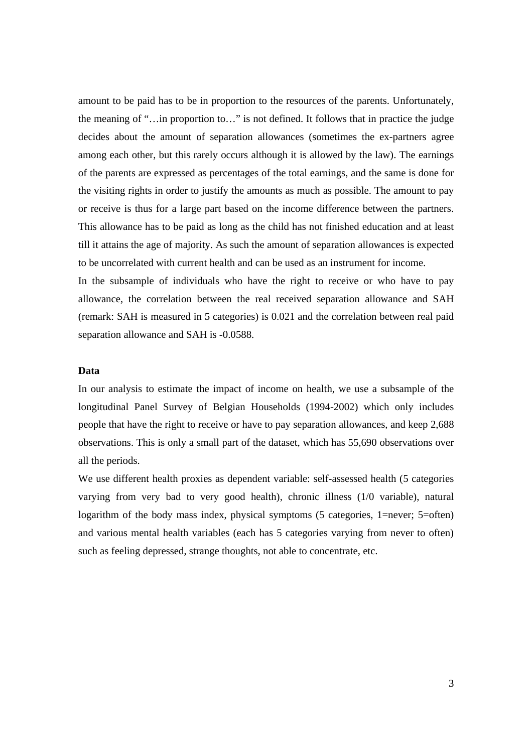amount to be paid has to be in proportion to the resources of the parents. Unfortunately, the meaning of "…in proportion to…" is not defined. It follows that in practice the judge decides about the amount of separation allowances (sometimes the ex-partners agree among each other, but this rarely occurs although it is allowed by the law). The earnings of the parents are expressed as percentages of the total earnings, and the same is done for the visiting rights in order to justify the amounts as much as possible. The amount to pay or receive is thus for a large part based on the income difference between the partners. This allowance has to be paid as long as the child has not finished education and at least till it attains the age of majority. As such the amount of separation allowances is expected to be uncorrelated with current health and can be used as an instrument for income.

In the subsample of individuals who have the right to receive or who have to pay allowance, the correlation between the real received separation allowance and SAH (remark: SAH is measured in 5 categories) is 0.021 and the correlation between real paid separation allowance and SAH is -0.0588.

**Data**

In our analysis to estimate the impact of income on health, we use a subsample of the longitudinal Panel Survey of Belgian Households (1994-2002) which only includes people that have the right to receive or have to pay separation allowances, and keep 2,688 observations. This is only a small part of the dataset, which has 55,690 observations over all the periods.

We use different health proxies as dependent variable: self-assessed health (5 categories varying from very bad to very good health), chronic illness (1/0 variable), natural logarithm of the body mass index, physical symptoms (5 categories, 1=never; 5=often) and various mental health variables (each has 5 categories varying from never to often) such as feeling depressed, strange thoughts, not able to concentrate, etc.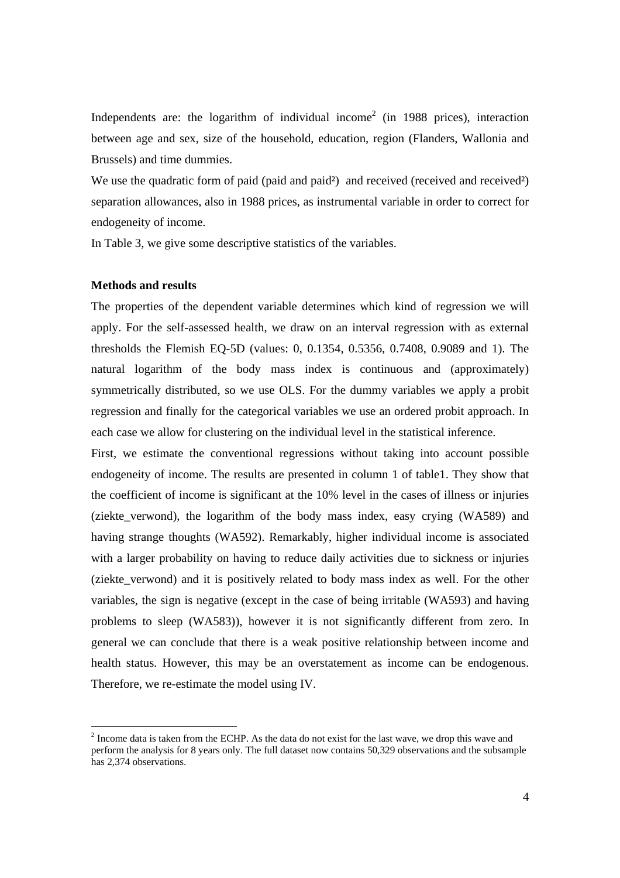Independents are: the logarithm of individual income[2] (in 1988 prices), interaction between age and sex, size of the household, education, region (Flanders, Wallonia and Brussels) and time dummies.

We use the quadratic form of paid (paid and paid²) and received (received and received²) separation allowances, also in 1988 prices, as instrumental variable in order to correct for endogeneity of income.

In Table 3, we give some descriptive statistics of the variables.

**Methods and results**

The properties of the dependent variable determines which kind of regression we will apply. For the self-assessed health, we draw on an interval regression with as external thresholds the Flemish EQ-5D (values: 0, 0.1354, 0.5356, 0.7408, 0.9089 and 1). The natural logarithm of the body mass index is continuous and (approximately) symmetrically distributed, so we use OLS. For the dummy variables we apply a probit regression and finally for the categorical variables we use an ordered probit approach. In each case we allow for clustering on the individual level in the statistical inference.

First, we estimate the conventional regressions without taking into account possible endogeneity of income. The results are presented in column 1 of table1. They show that the coefficient of income is significant at the 10% level in the cases of illness or injuries (ziekte_verwond), the logarithm of the body mass index, easy crying (WA589) and having strange thoughts (WA592). Remarkably, higher individual income is associated with a larger probability on having to reduce daily activities due to sickness or injuries (ziekte_verwond) and it is positively related to body mass index as well. For the other variables, the sign is negative (except in the case of being irritable (WA593) and having problems to sleep (WA583)), however it is not significantly different from zero. In general we can conclude that there is a weak positive relationship between income and health status. However, this may be an overstatement as income can be endogenous. Therefore, we re-estimate the model using IV.

[2] Income data is taken from the ECHP. As the data do not exist for the last wave, we drop this wave and perform the analysis for 8 years only. The full dataset now contains 50,329 observations and the subsample has 2,374 observations.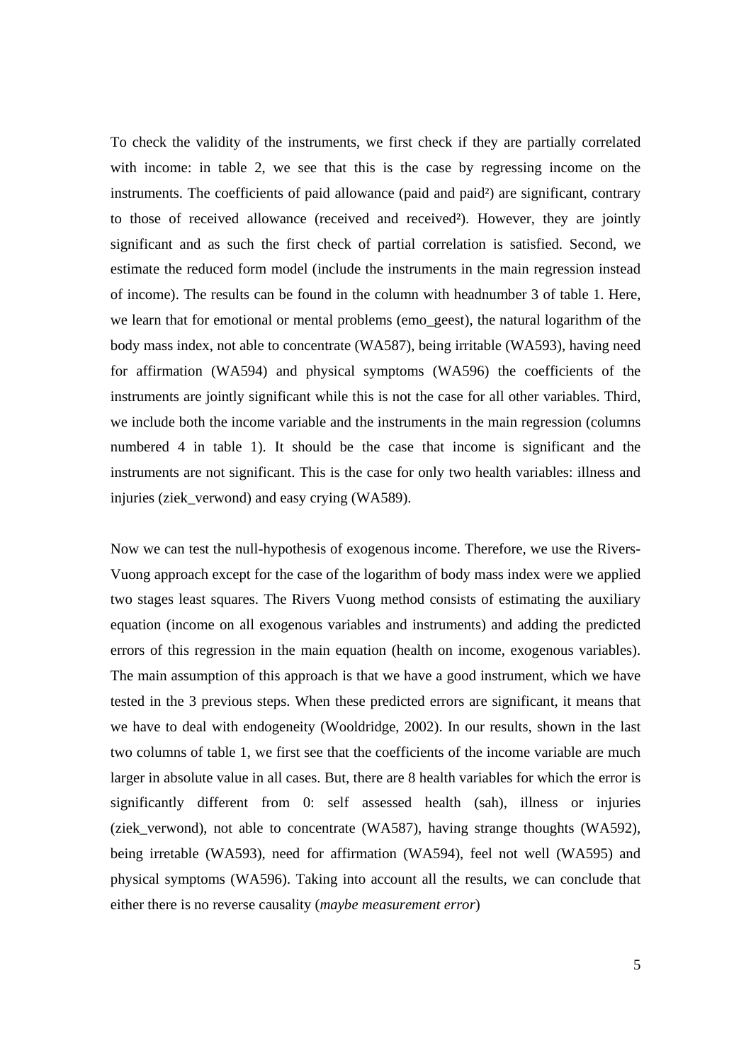To check the validity of the instruments, we first check if they are partially correlated with income: in table 2, we see that this is the case by regressing income on the instruments. The coefficients of paid allowance (paid and paid²) are significant, contrary to those of received allowance (received and received²). However, they are jointly significant and as such the first check of partial correlation is satisfied. Second, we estimate the reduced form model (include the instruments in the main regression instead of income). The results can be found in the column with headnumber 3 of table 1. Here, we learn that for emotional or mental problems (emo_geest), the natural logarithm of the body mass index, not able to concentrate (WA587), being irritable (WA593), having need for affirmation (WA594) and physical symptoms (WA596) the coefficients of the instruments are jointly significant while this is not the case for all other variables. Third, we include both the income variable and the instruments in the main regression (columns numbered 4 in table 1). It should be the case that income is significant and the instruments are not significant. This is the case for only two health variables: illness and injuries (ziek_verwond) and easy crying (WA589).

Now we can test the null-hypothesis of exogenous income. Therefore, we use the Rivers-Vuong approach except for the case of the logarithm of body mass index were we applied two stages least squares. The Rivers Vuong method consists of estimating the auxiliary equation (income on all exogenous variables and instruments) and adding the predicted errors of this regression in the main equation (health on income, exogenous variables). The main assumption of this approach is that we have a good instrument, which we have tested in the 3 previous steps. When these predicted errors are significant, it means that we have to deal with endogeneity (Wooldridge, 2002). In our results, shown in the last two columns of table 1, we first see that the coefficients of the income variable are much larger in absolute value in all cases. But, there are 8 health variables for which the error is significantly different from 0: self assessed health (sah), illness or injuries (ziek_verwond), not able to concentrate (WA587), having strange thoughts (WA592), being irretable (WA593), need for affirmation (WA594), feel not well (WA595) and physical symptoms (WA596). Taking into account all the results, we can conclude that either there is no reverse causality (*maybe measurement error*)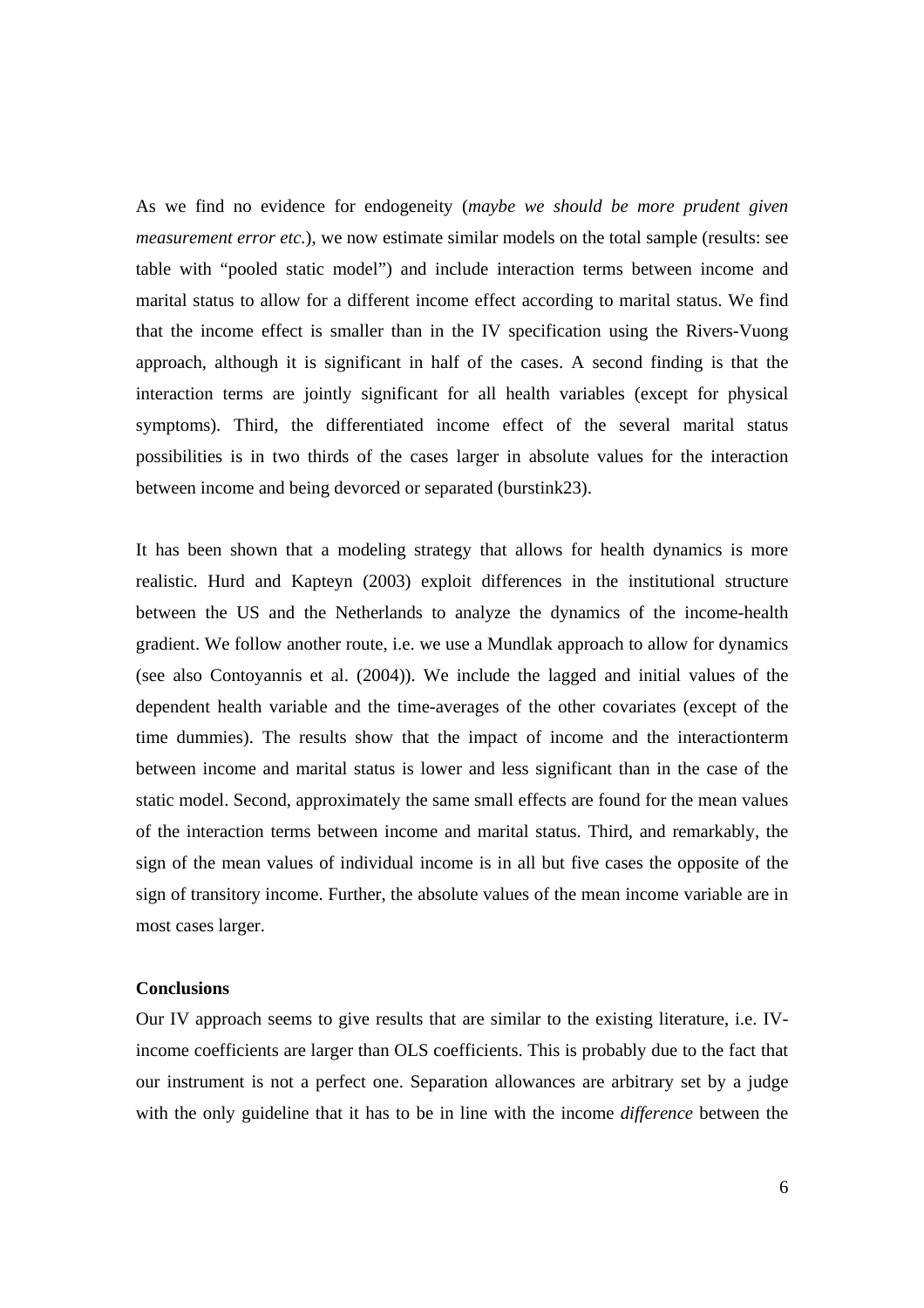As we find no evidence for endogeneity (*maybe we should be more prudent given measurement error etc.*), we now estimate similar models on the total sample (results: see table with "pooled static model") and include interaction terms between income and marital status to allow for a different income effect according to marital status. We find that the income effect is smaller than in the IV specification using the Rivers-Vuong approach, although it is significant in half of the cases. A second finding is that the interaction terms are jointly significant for all health variables (except for physical symptoms). Third, the differentiated income effect of the several marital status possibilities is in two thirds of the cases larger in absolute values for the interaction between income and being devorced or separated (burstink23).

It has been shown that a modeling strategy that allows for health dynamics is more realistic. Hurd and Kapteyn (2003) exploit differences in the institutional structure between the US and the Netherlands to analyze the dynamics of the income-health gradient. We follow another route, i.e. we use a Mundlak approach to allow for dynamics (see also Contoyannis et al. (2004)). We include the lagged and initial values of the dependent health variable and the time-averages of the other covariates (except of the time dummies). The results show that the impact of income and the interactionterm between income and marital status is lower and less significant than in the case of the static model. Second, approximately the same small effects are found for the mean values of the interaction terms between income and marital status. Third, and remarkably, the sign of the mean values of individual income is in all but five cases the opposite of the sign of transitory income. Further, the absolute values of the mean income variable are in most cases larger.

**Conclusions**

Our IV approach seems to give results that are similar to the existing literature, i.e. IV-income coefficients are larger than OLS coefficients. This is probably due to the fact that our instrument is not a perfect one. Separation allowances are arbitrary set by a judge with the only guideline that it has to be in line with the income *difference* between the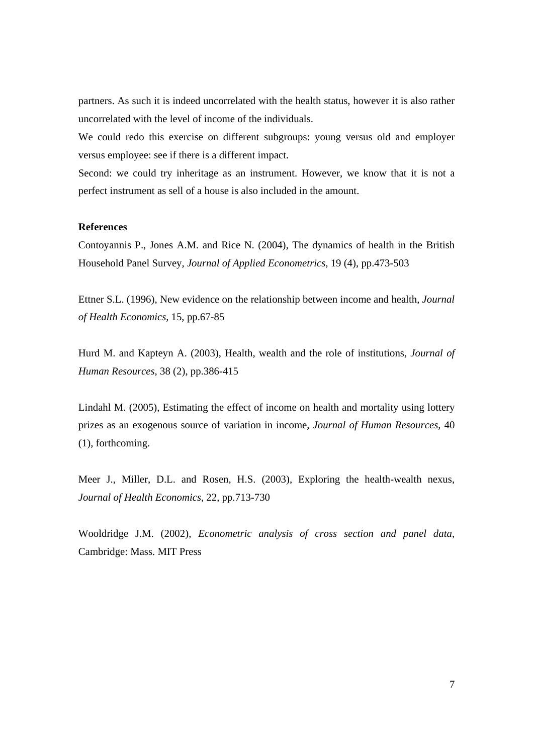partners. As such it is indeed uncorrelated with the health status, however it is also rather uncorrelated with the level of income of the individuals.

We could redo this exercise on different subgroups: young versus old and employer versus employee: see if there is a different impact.

Second: we could try inheritage as an instrument. However, we know that it is not a perfect instrument as sell of a house is also included in the amount.

**References**

Contoyannis P., Jones A.M. and Rice N. (2004), The dynamics of health in the British Household Panel Survey, *Journal of Applied Econometrics*, 19 (4), pp.473-503

Ettner S.L. (1996), New evidence on the relationship between income and health, *Journal of Health Economics*, 15, pp.67-85

Hurd M. and Kapteyn A. (2003), Health, wealth and the role of institutions, *Journal of Human Resources*, 38 (2), pp.386-415

Lindahl M. (2005), Estimating the effect of income on health and mortality using lottery prizes as an exogenous source of variation in income, *Journal of Human Resources*, 40 (1), forthcoming.

Meer J., Miller, D.L. and Rosen, H.S. (2003), Exploring the health-wealth nexus, *Journal of Health Economics*, 22, pp.713-730

Wooldridge J.M. (2002), *Econometric analysis of cross section and panel data*, Cambridge: Mass. MIT Press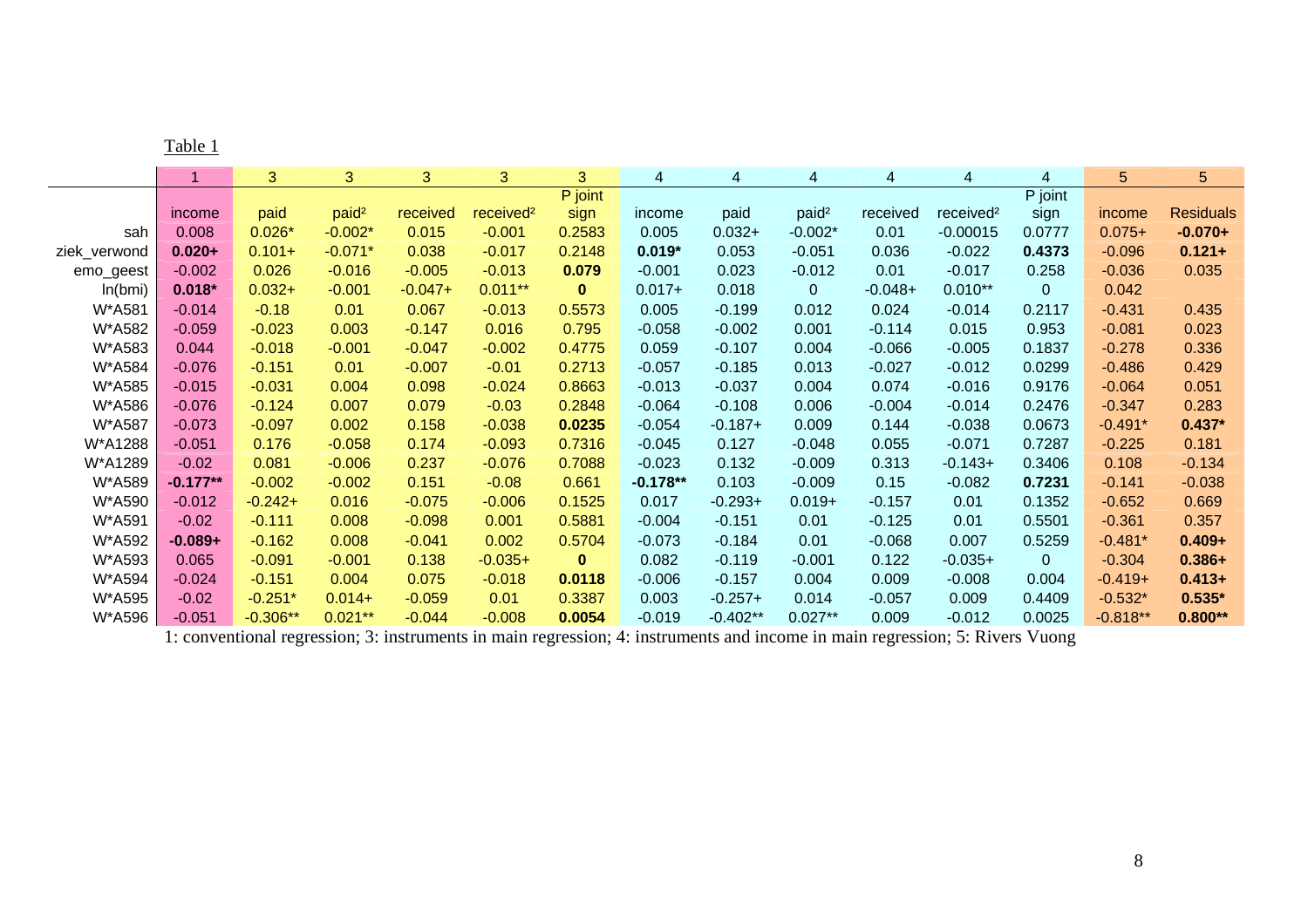Table 1

| | 1 | 3 | 3 | 3 | 3 | 3 | 4 | 4 | 4 | 4 | 4 | 4 | 5 | 5 |
|---|---|---|---|---|---|---|---|---|---|---|---|---|---|---|
| | income | paid | paid² | received | received² | P joint sign | income | paid | paid² | received | received² | P joint sign | income | Residuals |
| sah | 0.008 | 0.026* | -0.002* | 0.015 | -0.001 | 0.2583 | 0.005 | 0.032+ | -0.002* | 0.01 | -0.00015 | 0.0777 | 0.075+ | **-0.070+** |
| ziek_verwond | **0.020+** | 0.101+ | -0.071* | 0.038 | -0.017 | 0.2148 | **0.019*** | 0.053 | -0.051 | 0.036 | -0.022 | **0.4373** | -0.096 | **0.121+** |
| emo_geest | -0.002 | 0.026 | -0.016 | -0.005 | -0.013 | **0.079** | -0.001 | 0.023 | -0.012 | 0.01 | -0.017 | 0.258 | -0.036 | 0.035 |
| ln(bmi) | **0.018*** | 0.032+ | -0.001 | -0.047+ | 0.011** | **0** | 0.017+ | 0.018 | 0 | -0.048+ | 0.010** | 0 | 0.042 | |
| W*A581 | -0.014 | -0.18 | 0.01 | 0.067 | -0.013 | 0.5573 | 0.005 | -0.199 | 0.012 | 0.024 | -0.014 | 0.2117 | -0.431 | 0.435 |
| W*A582 | -0.059 | -0.023 | 0.003 | -0.147 | 0.016 | 0.795 | -0.058 | -0.002 | 0.001 | -0.114 | 0.015 | 0.953 | -0.081 | 0.023 |
| W*A583 | 0.044 | -0.018 | -0.001 | -0.047 | -0.002 | 0.4775 | 0.059 | -0.107 | 0.004 | -0.066 | -0.005 | 0.1837 | -0.278 | 0.336 |
| W*A584 | -0.076 | -0.151 | 0.01 | -0.007 | -0.01 | 0.2713 | -0.057 | -0.185 | 0.013 | -0.027 | -0.012 | 0.0299 | -0.486 | 0.429 |
| W*A585 | -0.015 | -0.031 | 0.004 | 0.098 | -0.024 | 0.8663 | -0.013 | -0.037 | 0.004 | 0.074 | -0.016 | 0.9176 | -0.064 | 0.051 |
| W*A586 | -0.076 | -0.124 | 0.007 | 0.079 | -0.03 | 0.2848 | -0.064 | -0.108 | 0.006 | -0.004 | -0.014 | 0.2476 | -0.347 | 0.283 |
| W*A587 | -0.073 | -0.097 | 0.002 | 0.158 | -0.038 | **0.0235** | -0.054 | -0.187+ | 0.009 | 0.144 | -0.038 | 0.0673 | -0.491* | **0.437*** |
| W*A1288 | -0.051 | 0.176 | -0.058 | 0.174 | -0.093 | 0.7316 | -0.045 | 0.127 | -0.048 | 0.055 | -0.071 | 0.7287 | -0.225 | 0.181 |
| W*A1289 | -0.02 | 0.081 | -0.006 | 0.237 | -0.076 | 0.7088 | -0.023 | 0.132 | -0.009 | 0.313 | -0.143+ | 0.3406 | 0.108 | -0.134 |
| W*A589 | **-0.177**** | -0.002 | -0.002 | 0.151 | -0.08 | 0.661 | **-0.178**** | 0.103 | -0.009 | 0.15 | -0.082 | **0.7231** | -0.141 | -0.038 |
| W*A590 | -0.012 | -0.242+ | 0.016 | -0.075 | -0.006 | 0.1525 | 0.017 | -0.293+ | 0.019+ | -0.157 | 0.01 | 0.1352 | -0.652 | 0.669 |
| W*A591 | -0.02 | -0.111 | 0.008 | -0.098 | 0.001 | 0.5881 | -0.004 | -0.151 | 0.01 | -0.125 | 0.01 | 0.5501 | -0.361 | 0.357 |
| W*A592 | **-0.089+** | -0.162 | 0.008 | -0.041 | 0.002 | 0.5704 | -0.073 | -0.184 | 0.01 | -0.068 | 0.007 | 0.5259 | -0.481* | **0.409+** |
| W*A593 | 0.065 | -0.091 | -0.001 | 0.138 | -0.035+ | **0** | 0.082 | -0.119 | -0.001 | 0.122 | -0.035+ | 0 | -0.304 | **0.386+** |
| W*A594 | -0.024 | -0.151 | 0.004 | 0.075 | -0.018 | **0.0118** | -0.006 | -0.157 | 0.004 | 0.009 | -0.008 | 0.004 | -0.419+ | **0.413+** |
| W*A595 | -0.02 | -0.251* | 0.014+ | -0.059 | 0.01 | 0.3387 | 0.003 | -0.257+ | 0.014 | -0.057 | 0.009 | 0.4409 | -0.532* | **0.535*** |
| W*A596 | -0.051 | -0.306** | 0.021** | -0.044 | -0.008 | **0.0054** | -0.019 | -0.402** | 0.027** | 0.009 | -0.012 | 0.0025 | -0.818** | **0.800**** |

1: conventional regression; 3: instruments in main regression; 4: instruments and income in main regression; 5: Rivers Vuong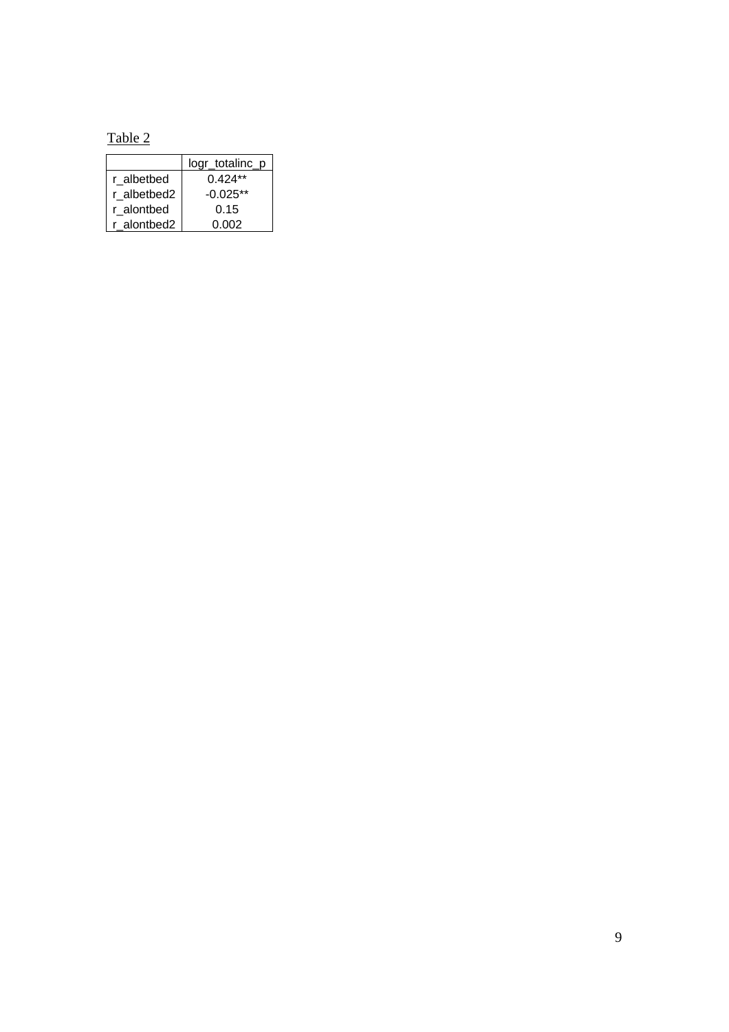Table 2

| | logr_totalinc_p |
|---|---|
| r_albetbed | 0.424** |
| r_albetbed2 | -0.025** |
| r_alontbed | 0.15 |
| r_alontbed2 | 0.002 |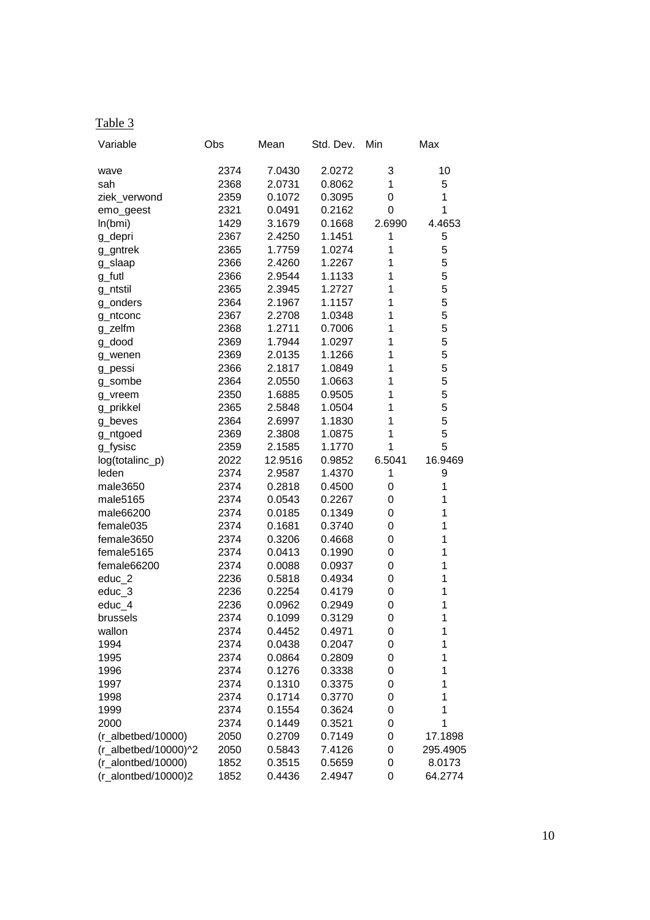Table 3

| Variable | Obs | Mean | Std. Dev. | Min | Max |
|---|---|---|---|---|---|
| wave | 2374 | 7.0430 | 2.0272 | 3 | 10 |
| sah | 2368 | 2.0731 | 0.8062 | 1 | 5 |
| ziek_verwond | 2359 | 0.1072 | 0.3095 | 0 | 1 |
| emo_geest | 2321 | 0.0491 | 0.2162 | 0 | 1 |
| ln(bmi) | 1429 | 3.1679 | 0.1668 | 2.6990 | 4.4653 |
| g_depri | 2367 | 2.4250 | 1.1451 | 1 | 5 |
| g_gntrek | 2365 | 1.7759 | 1.0274 | 1 | 5 |
| g_slaap | 2366 | 2.4260 | 1.2267 | 1 | 5 |
| g_futl | 2366 | 2.9544 | 1.1133 | 1 | 5 |
| g_ntstil | 2365 | 2.3945 | 1.2727 | 1 | 5 |
| g_onders | 2364 | 2.1967 | 1.1157 | 1 | 5 |
| g_ntconc | 2367 | 2.2708 | 1.0348 | 1 | 5 |
| g_zelfm | 2368 | 1.2711 | 0.7006 | 1 | 5 |
| g_dood | 2369 | 1.7944 | 1.0297 | 1 | 5 |
| g_wenen | 2369 | 2.0135 | 1.1266 | 1 | 5 |
| g_pessi | 2366 | 2.1817 | 1.0849 | 1 | 5 |
| g_sombe | 2364 | 2.0550 | 1.0663 | 1 | 5 |
| g_vreem | 2350 | 1.6885 | 0.9505 | 1 | 5 |
| g_prikkel | 2365 | 2.5848 | 1.0504 | 1 | 5 |
| g_beves | 2364 | 2.6997 | 1.1830 | 1 | 5 |
| g_ntgoed | 2369 | 2.3808 | 1.0875 | 1 | 5 |
| g_fysisc | 2359 | 2.1585 | 1.1770 | 1 | 5 |
| log(totalinc_p) | 2022 | 12.9516 | 0.9852 | 6.5041 | 16.9469 |
| leden | 2374 | 2.9587 | 1.4370 | 1 | 9 |
| male3650 | 2374 | 0.2818 | 0.4500 | 0 | 1 |
| male5165 | 2374 | 0.0543 | 0.2267 | 0 | 1 |
| male66200 | 2374 | 0.0185 | 0.1349 | 0 | 1 |
| female035 | 2374 | 0.1681 | 0.3740 | 0 | 1 |
| female3650 | 2374 | 0.3206 | 0.4668 | 0 | 1 |
| female5165 | 2374 | 0.0413 | 0.1990 | 0 | 1 |
| female66200 | 2374 | 0.0088 | 0.0937 | 0 | 1 |
| educ_2 | 2236 | 0.5818 | 0.4934 | 0 | 1 |
| educ_3 | 2236 | 0.2254 | 0.4179 | 0 | 1 |
| educ_4 | 2236 | 0.0962 | 0.2949 | 0 | 1 |
| brussels | 2374 | 0.1099 | 0.3129 | 0 | 1 |
| wallon | 2374 | 0.4452 | 0.4971 | 0 | 1 |
| 1994 | 2374 | 0.0438 | 0.2047 | 0 | 1 |
| 1995 | 2374 | 0.0864 | 0.2809 | 0 | 1 |
| 1996 | 2374 | 0.1276 | 0.3338 | 0 | 1 |
| 1997 | 2374 | 0.1310 | 0.3375 | 0 | 1 |
| 1998 | 2374 | 0.1714 | 0.3770 | 0 | 1 |
| 1999 | 2374 | 0.1554 | 0.3624 | 0 | 1 |
| 2000 | 2374 | 0.1449 | 0.3521 | 0 | 1 |
| (r_albetbed/10000) | 2050 | 0.2709 | 0.7149 | 0 | 17.1898 |
| (r_albetbed/10000)^2 | 2050 | 0.5843 | 7.4126 | 0 | 295.4905 |
| (r_alontbed/10000) | 1852 | 0.3515 | 0.5659 | 0 | 8.0173 |
| (r_alontbed/10000)2 | 1852 | 0.4436 | 2.4947 | 0 | 64.2774 |